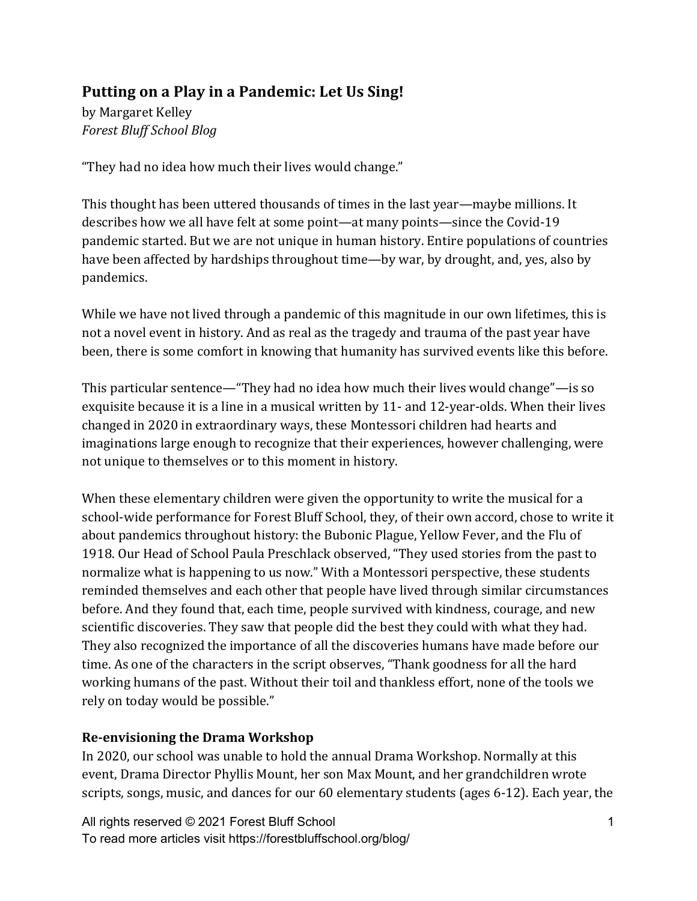# Putting on a Play in a Pandemic: Let Us Sing!

by Margaret Kelley
*Forest Bluff School Blog*

"They had no idea how much their lives would change."

This thought has been uttered thousands of times in the last year—maybe millions. It describes how we all have felt at some point—at many points—since the Covid-19 pandemic started. But we are not unique in human history. Entire populations of countries have been affected by hardships throughout time—by war, by drought, and, yes, also by pandemics.

While we have not lived through a pandemic of this magnitude in our own lifetimes, this is not a novel event in history. And as real as the tragedy and trauma of the past year have been, there is some comfort in knowing that humanity has survived events like this before.

This particular sentence—"They had no idea how much their lives would change"—is so exquisite because it is a line in a musical written by 11- and 12-year-olds. When their lives changed in 2020 in extraordinary ways, these Montessori children had hearts and imaginations large enough to recognize that their experiences, however challenging, were not unique to themselves or to this moment in history.

When these elementary children were given the opportunity to write the musical for a school-wide performance for Forest Bluff School, they, of their own accord, chose to write it about pandemics throughout history: the Bubonic Plague, Yellow Fever, and the Flu of 1918. Our Head of School Paula Preschlack observed, "They used stories from the past to normalize what is happening to us now." With a Montessori perspective, these students reminded themselves and each other that people have lived through similar circumstances before. And they found that, each time, people survived with kindness, courage, and new scientific discoveries. They saw that people did the best they could with what they had. They also recognized the importance of all the discoveries humans have made before our time. As one of the characters in the script observes, "Thank goodness for all the hard working humans of the past. Without their toil and thankless effort, none of the tools we rely on today would be possible."

## Re-envisioning the Drama Workshop

In 2020, our school was unable to hold the annual Drama Workshop. Normally at this event, Drama Director Phyllis Mount, her son Max Mount, and her grandchildren wrote scripts, songs, music, and dances for our 60 elementary students (ages 6-12). Each year, the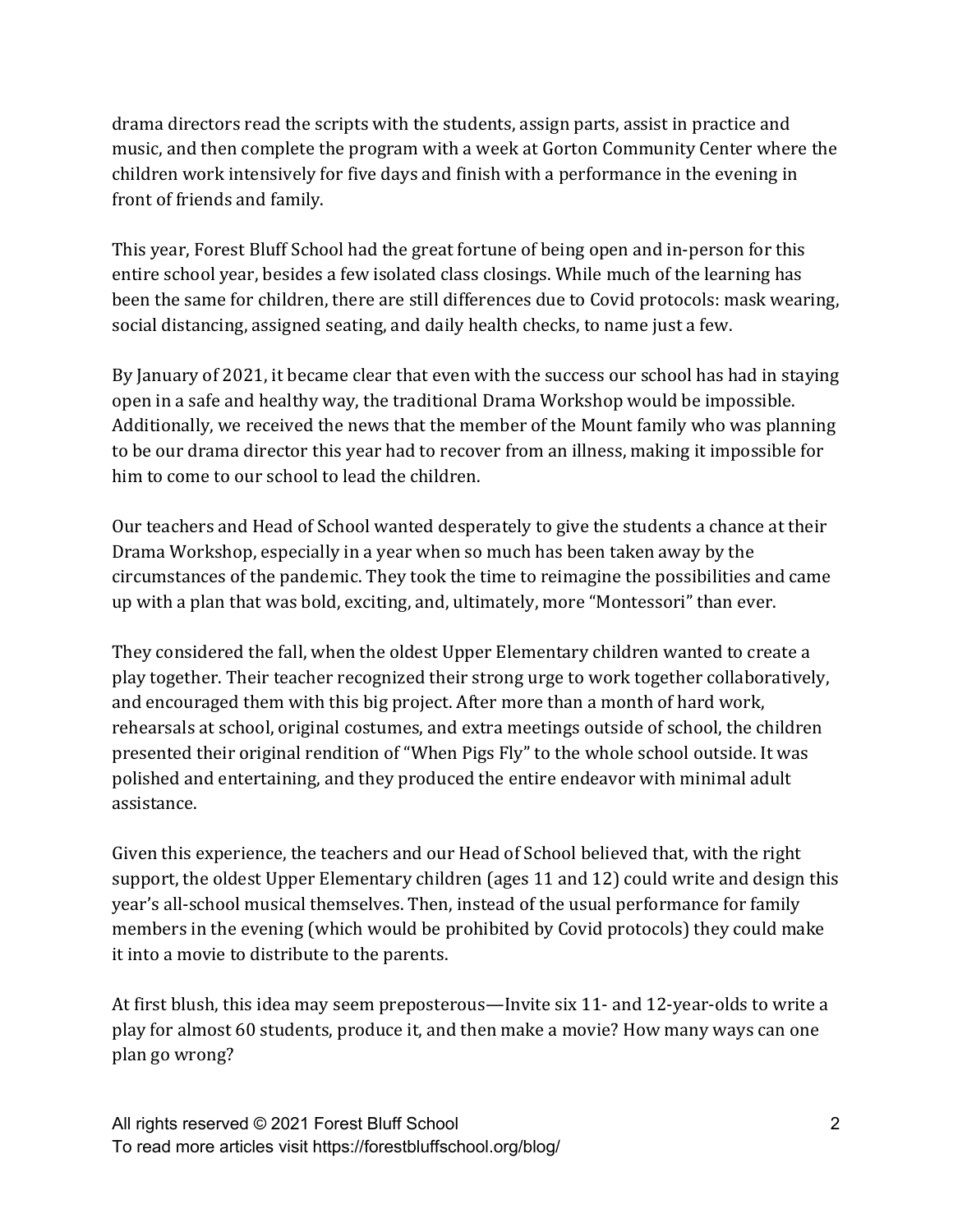drama directors read the scripts with the students, assign parts, assist in practice and music, and then complete the program with a week at Gorton Community Center where the children work intensively for five days and finish with a performance in the evening in front of friends and family.

This year, Forest Bluff School had the great fortune of being open and in-person for this entire school year, besides a few isolated class closings. While much of the learning has been the same for children, there are still differences due to Covid protocols: mask wearing, social distancing, assigned seating, and daily health checks, to name just a few.

By January of 2021, it became clear that even with the success our school has had in staying open in a safe and healthy way, the traditional Drama Workshop would be impossible. Additionally, we received the news that the member of the Mount family who was planning to be our drama director this year had to recover from an illness, making it impossible for him to come to our school to lead the children.

Our teachers and Head of School wanted desperately to give the students a chance at their Drama Workshop, especially in a year when so much has been taken away by the circumstances of the pandemic. They took the time to reimagine the possibilities and came up with a plan that was bold, exciting, and, ultimately, more "Montessori" than ever.

They considered the fall, when the oldest Upper Elementary children wanted to create a play together. Their teacher recognized their strong urge to work together collaboratively, and encouraged them with this big project. After more than a month of hard work, rehearsals at school, original costumes, and extra meetings outside of school, the children presented their original rendition of "When Pigs Fly" to the whole school outside. It was polished and entertaining, and they produced the entire endeavor with minimal adult assistance.

Given this experience, the teachers and our Head of School believed that, with the right support, the oldest Upper Elementary children (ages 11 and 12) could write and design this year's all-school musical themselves. Then, instead of the usual performance for family members in the evening (which would be prohibited by Covid protocols) they could make it into a movie to distribute to the parents.

At first blush, this idea may seem preposterous—Invite six 11- and 12-year-olds to write a play for almost 60 students, produce it, and then make a movie? How many ways can one plan go wrong?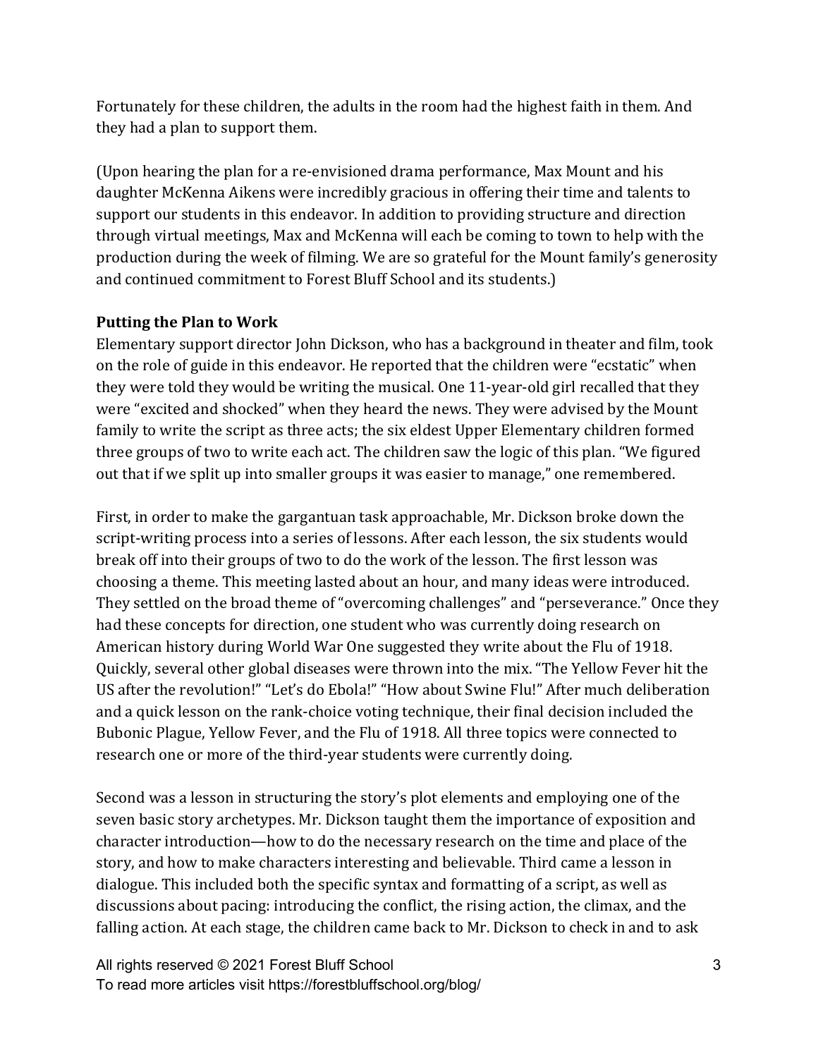Fortunately for these children, the adults in the room had the highest faith in them. And they had a plan to support them.

(Upon hearing the plan for a re-envisioned drama performance, Max Mount and his daughter McKenna Aikens were incredibly gracious in offering their time and talents to support our students in this endeavor. In addition to providing structure and direction through virtual meetings, Max and McKenna will each be coming to town to help with the production during the week of filming. We are so grateful for the Mount family's generosity and continued commitment to Forest Bluff School and its students.)

**Putting the Plan to Work**

Elementary support director John Dickson, who has a background in theater and film, took on the role of guide in this endeavor. He reported that the children were "ecstatic" when they were told they would be writing the musical. One 11-year-old girl recalled that they were "excited and shocked" when they heard the news. They were advised by the Mount family to write the script as three acts; the six eldest Upper Elementary children formed three groups of two to write each act. The children saw the logic of this plan. "We figured out that if we split up into smaller groups it was easier to manage," one remembered.

First, in order to make the gargantuan task approachable, Mr. Dickson broke down the script-writing process into a series of lessons. After each lesson, the six students would break off into their groups of two to do the work of the lesson. The first lesson was choosing a theme. This meeting lasted about an hour, and many ideas were introduced. They settled on the broad theme of "overcoming challenges" and "perseverance." Once they had these concepts for direction, one student who was currently doing research on American history during World War One suggested they write about the Flu of 1918. Quickly, several other global diseases were thrown into the mix. "The Yellow Fever hit the US after the revolution!" "Let's do Ebola!" "How about Swine Flu!" After much deliberation and a quick lesson on the rank-choice voting technique, their final decision included the Bubonic Plague, Yellow Fever, and the Flu of 1918. All three topics were connected to research one or more of the third-year students were currently doing.

Second was a lesson in structuring the story's plot elements and employing one of the seven basic story archetypes. Mr. Dickson taught them the importance of exposition and character introduction—how to do the necessary research on the time and place of the story, and how to make characters interesting and believable. Third came a lesson in dialogue. This included both the specific syntax and formatting of a script, as well as discussions about pacing: introducing the conflict, the rising action, the climax, and the falling action. At each stage, the children came back to Mr. Dickson to check in and to ask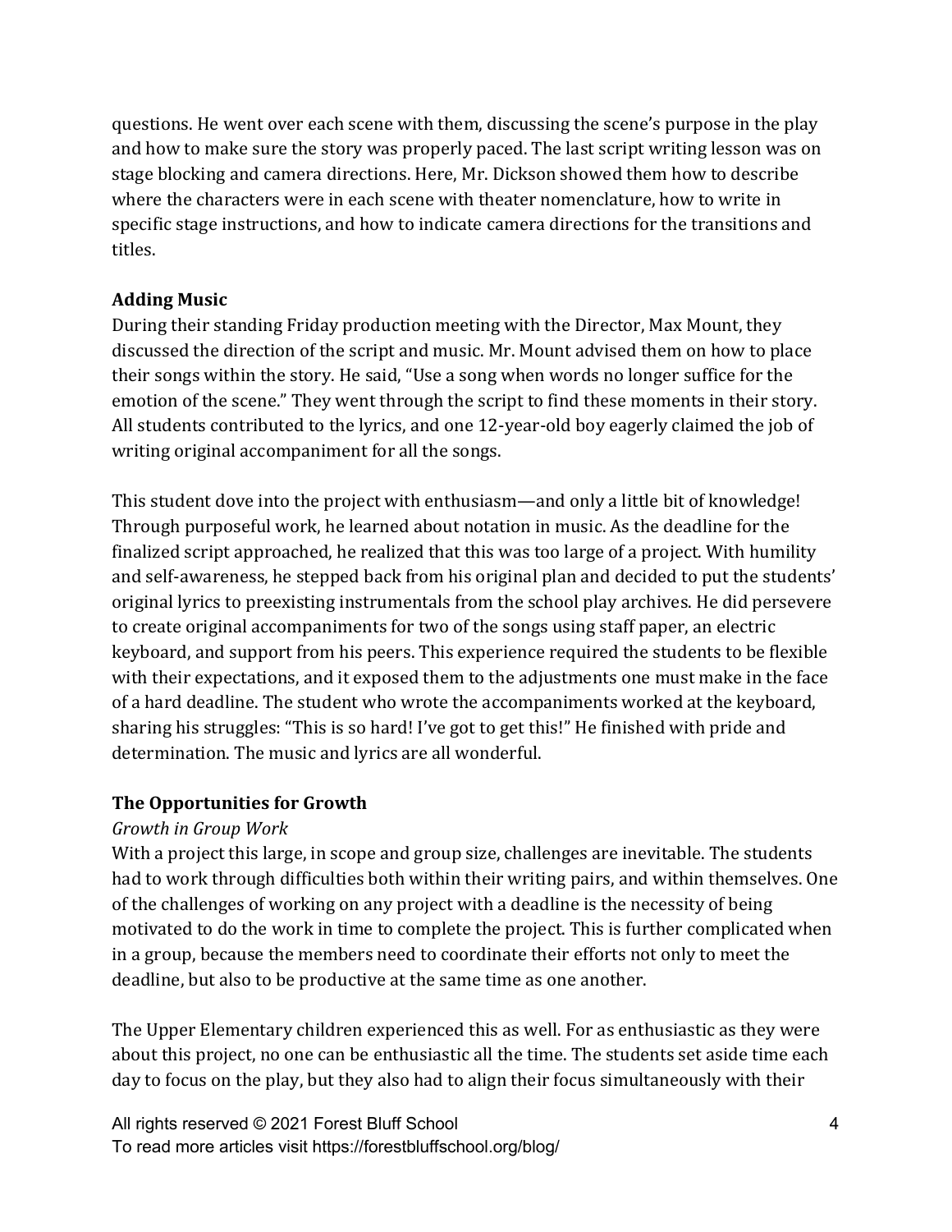questions. He went over each scene with them, discussing the scene's purpose in the play and how to make sure the story was properly paced. The last script writing lesson was on stage blocking and camera directions. Here, Mr. Dickson showed them how to describe where the characters were in each scene with theater nomenclature, how to write in specific stage instructions, and how to indicate camera directions for the transitions and titles.

### Adding Music

During their standing Friday production meeting with the Director, Max Mount, they discussed the direction of the script and music. Mr. Mount advised them on how to place their songs within the story. He said, "Use a song when words no longer suffice for the emotion of the scene." They went through the script to find these moments in their story. All students contributed to the lyrics, and one 12-year-old boy eagerly claimed the job of writing original accompaniment for all the songs.

This student dove into the project with enthusiasm—and only a little bit of knowledge! Through purposeful work, he learned about notation in music. As the deadline for the finalized script approached, he realized that this was too large of a project. With humility and self-awareness, he stepped back from his original plan and decided to put the students' original lyrics to preexisting instrumentals from the school play archives. He did persevere to create original accompaniments for two of the songs using staff paper, an electric keyboard, and support from his peers. This experience required the students to be flexible with their expectations, and it exposed them to the adjustments one must make in the face of a hard deadline. The student who wrote the accompaniments worked at the keyboard, sharing his struggles: "This is so hard! I've got to get this!" He finished with pride and determination. The music and lyrics are all wonderful.

### The Opportunities for Growth

*Growth in Group Work*

With a project this large, in scope and group size, challenges are inevitable. The students had to work through difficulties both within their writing pairs, and within themselves. One of the challenges of working on any project with a deadline is the necessity of being motivated to do the work in time to complete the project. This is further complicated when in a group, because the members need to coordinate their efforts not only to meet the deadline, but also to be productive at the same time as one another.

The Upper Elementary children experienced this as well. For as enthusiastic as they were about this project, no one can be enthusiastic all the time. The students set aside time each day to focus on the play, but they also had to align their focus simultaneously with their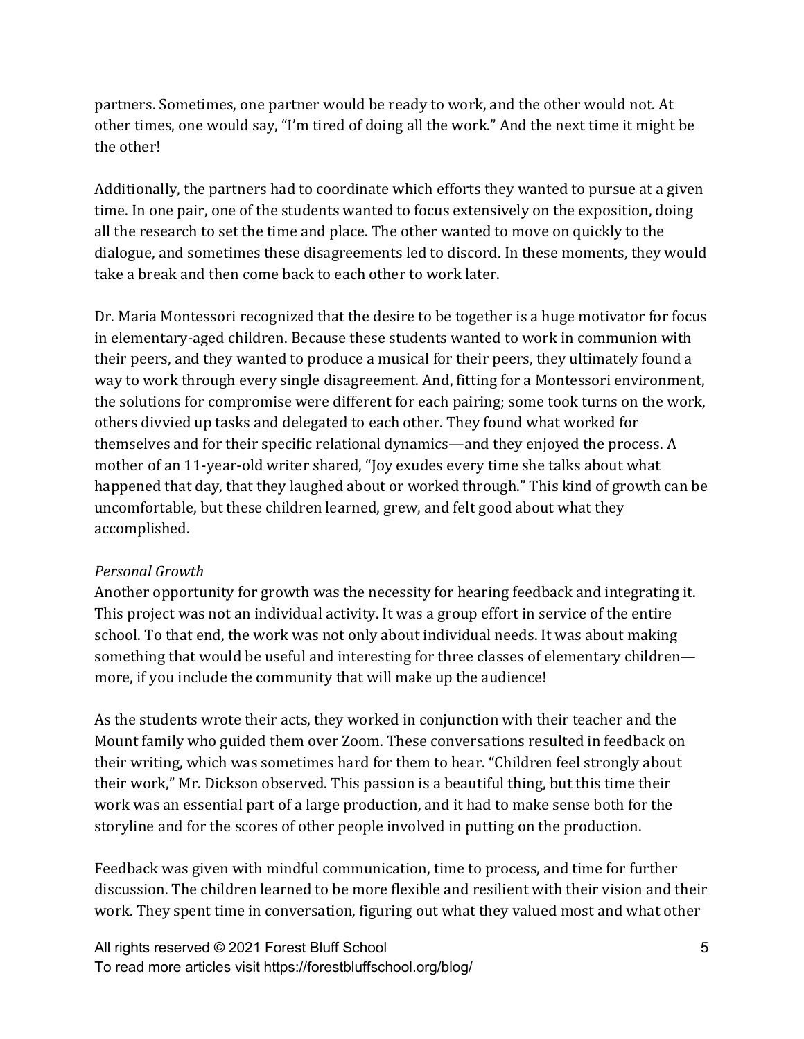partners. Sometimes, one partner would be ready to work, and the other would not. At other times, one would say, "I'm tired of doing all the work." And the next time it might be the other!

Additionally, the partners had to coordinate which efforts they wanted to pursue at a given time. In one pair, one of the students wanted to focus extensively on the exposition, doing all the research to set the time and place. The other wanted to move on quickly to the dialogue, and sometimes these disagreements led to discord. In these moments, they would take a break and then come back to each other to work later.

Dr. Maria Montessori recognized that the desire to be together is a huge motivator for focus in elementary-aged children. Because these students wanted to work in communion with their peers, and they wanted to produce a musical for their peers, they ultimately found a way to work through every single disagreement. And, fitting for a Montessori environment, the solutions for compromise were different for each pairing; some took turns on the work, others divvied up tasks and delegated to each other. They found what worked for themselves and for their specific relational dynamics—and they enjoyed the process. A mother of an 11-year-old writer shared, "Joy exudes every time she talks about what happened that day, that they laughed about or worked through." This kind of growth can be uncomfortable, but these children learned, grew, and felt good about what they accomplished.

*Personal Growth*

Another opportunity for growth was the necessity for hearing feedback and integrating it. This project was not an individual activity. It was a group effort in service of the entire school. To that end, the work was not only about individual needs. It was about making something that would be useful and interesting for three classes of elementary children—more, if you include the community that will make up the audience!

As the students wrote their acts, they worked in conjunction with their teacher and the Mount family who guided them over Zoom. These conversations resulted in feedback on their writing, which was sometimes hard for them to hear. "Children feel strongly about their work," Mr. Dickson observed. This passion is a beautiful thing, but this time their work was an essential part of a large production, and it had to make sense both for the storyline and for the scores of other people involved in putting on the production.

Feedback was given with mindful communication, time to process, and time for further discussion. The children learned to be more flexible and resilient with their vision and their work. They spent time in conversation, figuring out what they valued most and what other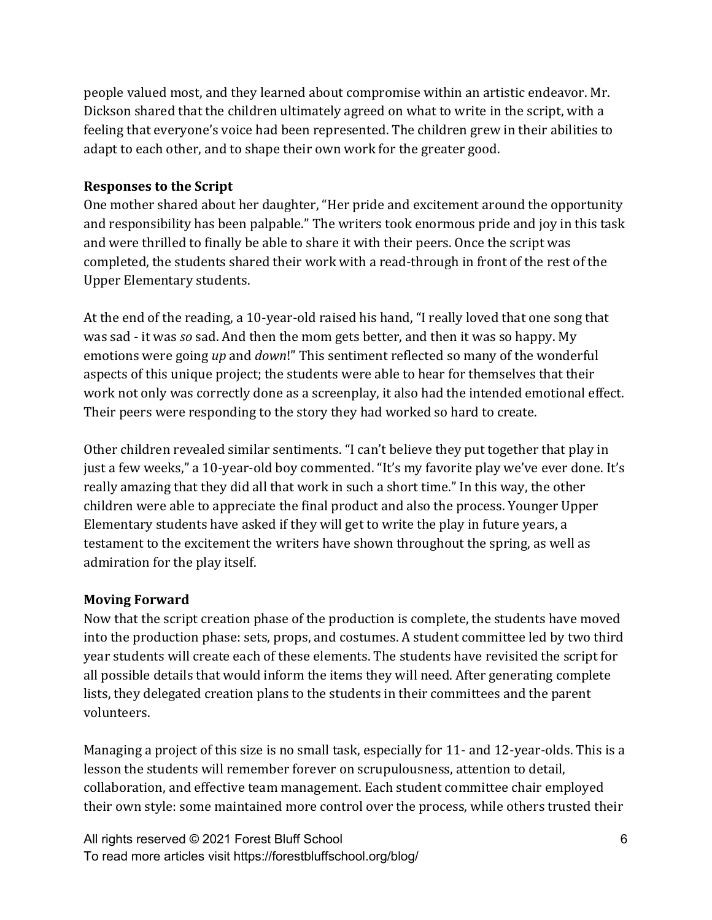people valued most, and they learned about compromise within an artistic endeavor. Mr. Dickson shared that the children ultimately agreed on what to write in the script, with a feeling that everyone's voice had been represented. The children grew in their abilities to adapt to each other, and to shape their own work for the greater good.

**Responses to the Script**

One mother shared about her daughter, "Her pride and excitement around the opportunity and responsibility has been palpable." The writers took enormous pride and joy in this task and were thrilled to finally be able to share it with their peers. Once the script was completed, the students shared their work with a read-through in front of the rest of the Upper Elementary students.

At the end of the reading, a 10-year-old raised his hand, "I really loved that one song that was sad - it was *so* sad. And then the mom gets better, and then it was so happy. My emotions were going *up* and *down*!" This sentiment reflected so many of the wonderful aspects of this unique project; the students were able to hear for themselves that their work not only was correctly done as a screenplay, it also had the intended emotional effect. Their peers were responding to the story they had worked so hard to create.

Other children revealed similar sentiments. "I can't believe they put together that play in just a few weeks," a 10-year-old boy commented. "It's my favorite play we've ever done. It's really amazing that they did all that work in such a short time." In this way, the other children were able to appreciate the final product and also the process. Younger Upper Elementary students have asked if they will get to write the play in future years, a testament to the excitement the writers have shown throughout the spring, as well as admiration for the play itself.

**Moving Forward**

Now that the script creation phase of the production is complete, the students have moved into the production phase: sets, props, and costumes. A student committee led by two third year students will create each of these elements. The students have revisited the script for all possible details that would inform the items they will need. After generating complete lists, they delegated creation plans to the students in their committees and the parent volunteers.

Managing a project of this size is no small task, especially for 11- and 12-year-olds. This is a lesson the students will remember forever on scrupulousness, attention to detail, collaboration, and effective team management. Each student committee chair employed their own style: some maintained more control over the process, while others trusted their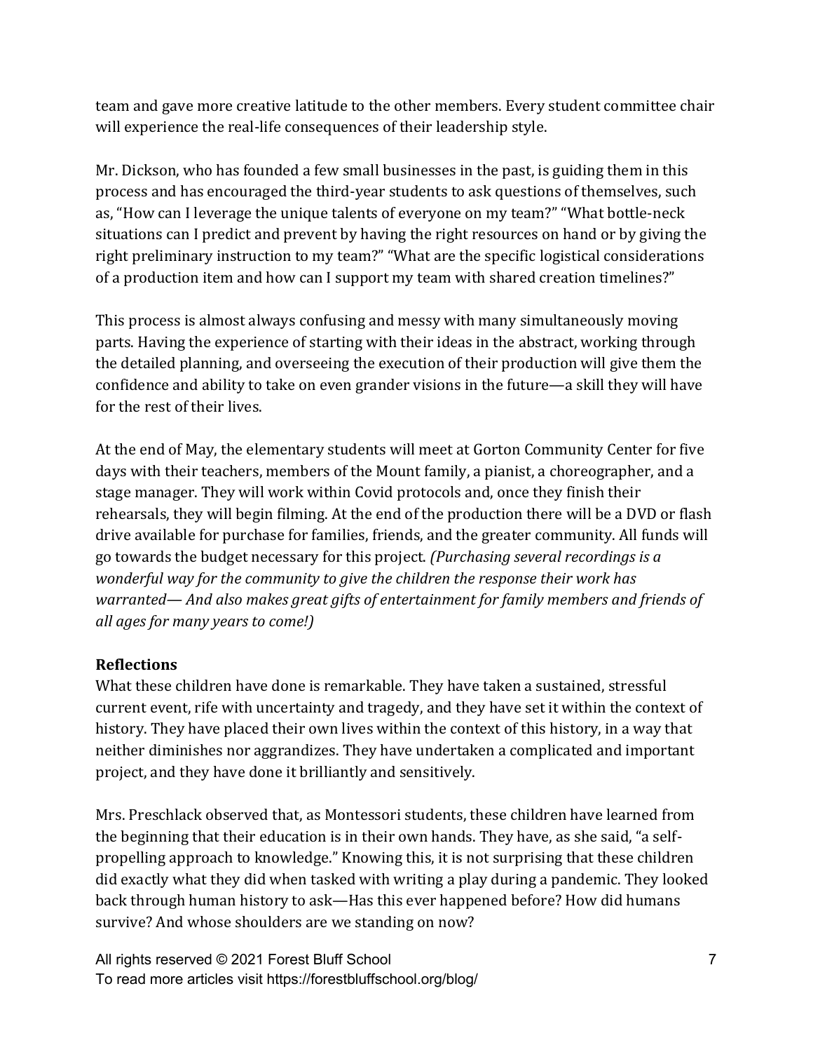team and gave more creative latitude to the other members. Every student committee chair will experience the real-life consequences of their leadership style.

Mr. Dickson, who has founded a few small businesses in the past, is guiding them in this process and has encouraged the third-year students to ask questions of themselves, such as, "How can I leverage the unique talents of everyone on my team?" "What bottle-neck situations can I predict and prevent by having the right resources on hand or by giving the right preliminary instruction to my team?" "What are the specific logistical considerations of a production item and how can I support my team with shared creation timelines?"

This process is almost always confusing and messy with many simultaneously moving parts. Having the experience of starting with their ideas in the abstract, working through the detailed planning, and overseeing the execution of their production will give them the confidence and ability to take on even grander visions in the future—a skill they will have for the rest of their lives.

At the end of May, the elementary students will meet at Gorton Community Center for five days with their teachers, members of the Mount family, a pianist, a choreographer, and a stage manager. They will work within Covid protocols and, once they finish their rehearsals, they will begin filming. At the end of the production there will be a DVD or flash drive available for purchase for families, friends, and the greater community. All funds will go towards the budget necessary for this project. *(Purchasing several recordings is a wonderful way for the community to give the children the response their work has warranted— And also makes great gifts of entertainment for family members and friends of all ages for many years to come!)*

**Reflections**

What these children have done is remarkable. They have taken a sustained, stressful current event, rife with uncertainty and tragedy, and they have set it within the context of history. They have placed their own lives within the context of this history, in a way that neither diminishes nor aggrandizes. They have undertaken a complicated and important project, and they have done it brilliantly and sensitively.

Mrs. Preschlack observed that, as Montessori students, these children have learned from the beginning that their education is in their own hands. They have, as she said, "a self-propelling approach to knowledge." Knowing this, it is not surprising that these children did exactly what they did when tasked with writing a play during a pandemic. They looked back through human history to ask—Has this ever happened before? How did humans survive? And whose shoulders are we standing on now?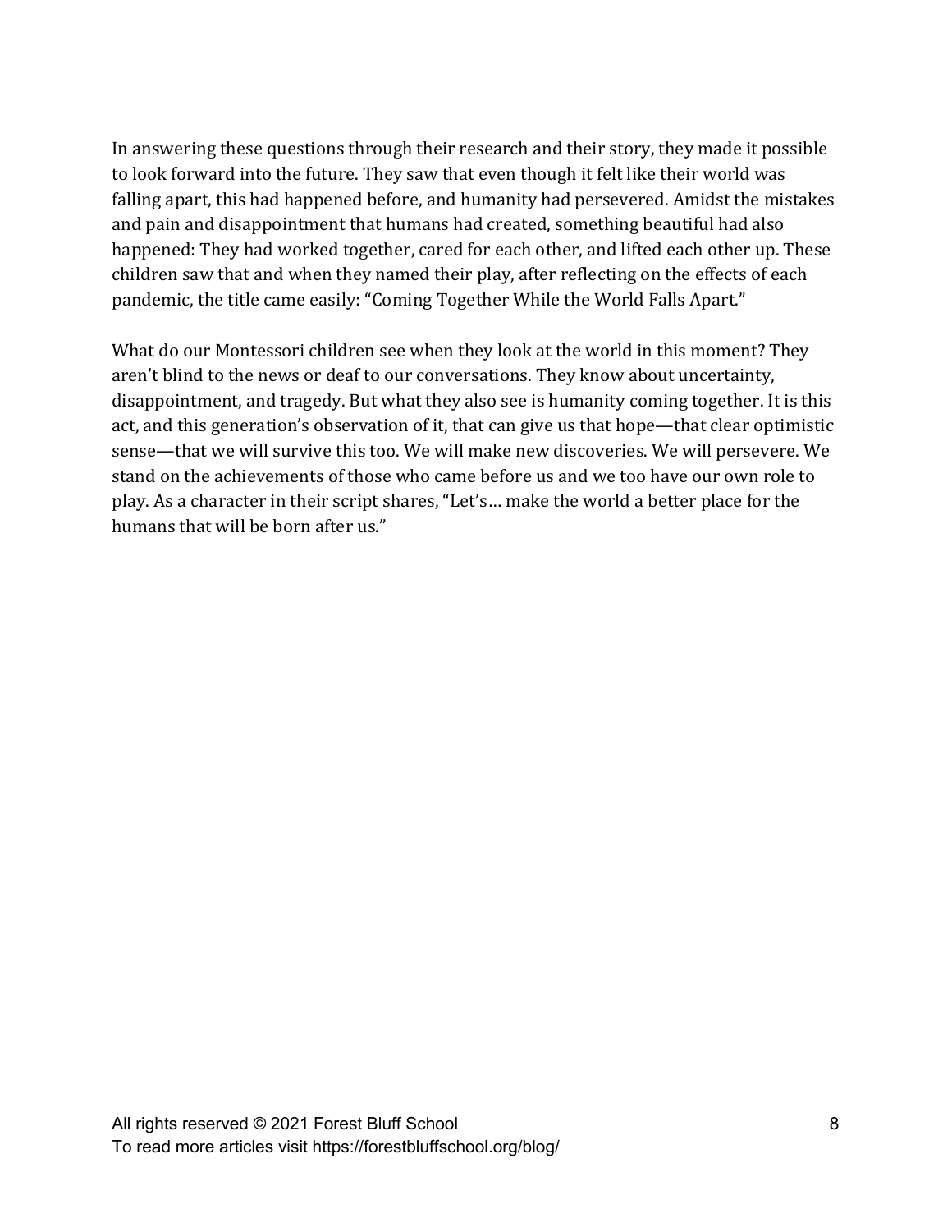In answering these questions through their research and their story, they made it possible to look forward into the future. They saw that even though it felt like their world was falling apart, this had happened before, and humanity had persevered. Amidst the mistakes and pain and disappointment that humans had created, something beautiful had also happened: They had worked together, cared for each other, and lifted each other up. These children saw that and when they named their play, after reflecting on the effects of each pandemic, the title came easily: "Coming Together While the World Falls Apart."

What do our Montessori children see when they look at the world in this moment? They aren't blind to the news or deaf to our conversations. They know about uncertainty, disappointment, and tragedy. But what they also see is humanity coming together. It is this act, and this generation's observation of it, that can give us that hope—that clear optimistic sense—that we will survive this too. We will make new discoveries. We will persevere. We stand on the achievements of those who came before us and we too have our own role to play. As a character in their script shares, "Let's… make the world a better place for the humans that will be born after us."

All rights reserved © 2021 Forest Bluff School
To read more articles visit https://forestbluffschool.org/blog/